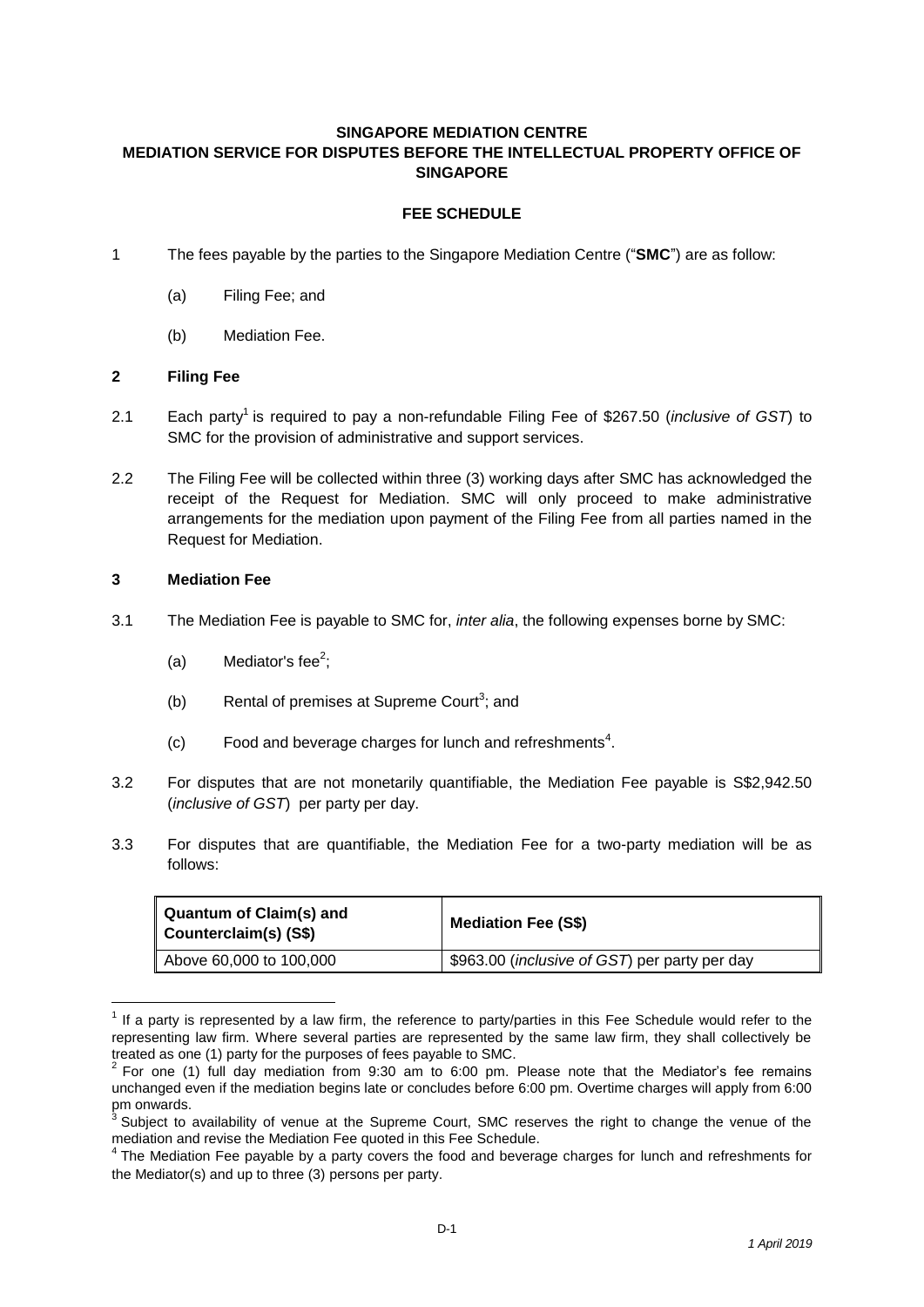**SINGAPORE MEDIATION CENTRE**
**MEDIATION SERVICE FOR DISPUTES BEFORE THE INTELLECTUAL PROPERTY OFFICE OF SINGAPORE**

**FEE SCHEDULE**

1 The fees payable by the parties to the Singapore Mediation Centre ("**SMC**") are as follow:

(a) Filing Fee; and

(b) Mediation Fee.

**2 Filing Fee**

2.1 Each party[1] is required to pay a non-refundable Filing Fee of $267.50 (*inclusive of GST*) to SMC for the provision of administrative and support services.

2.2 The Filing Fee will be collected within three (3) working days after SMC has acknowledged the receipt of the Request for Mediation. SMC will only proceed to make administrative arrangements for the mediation upon payment of the Filing Fee from all parties named in the Request for Mediation.

**3 Mediation Fee**

3.1 The Mediation Fee is payable to SMC for, *inter alia*, the following expenses borne by SMC:

(a) Mediator's fee[2];

(b) Rental of premises at Supreme Court[3]; and

(c) Food and beverage charges for lunch and refreshments[4].

3.2 For disputes that are not monetarily quantifiable, the Mediation Fee payable is S$2,942.50 (*inclusive of GST*) per party per day.

3.3 For disputes that are quantifiable, the Mediation Fee for a two-party mediation will be as follows:

| Quantum of Claim(s) and Counterclaim(s) (S$) | Mediation Fee (S$) |
| --- | --- |
| Above 60,000 to 100,000 | $963.00 (*inclusive of GST*) per party per day |

[1] If a party is represented by a law firm, the reference to party/parties in this Fee Schedule would refer to the representing law firm. Where several parties are represented by the same law firm, they shall collectively be treated as one (1) party for the purposes of fees payable to SMC.

[2] For one (1) full day mediation from 9:30 am to 6:00 pm. Please note that the Mediator's fee remains unchanged even if the mediation begins late or concludes before 6:00 pm. Overtime charges will apply from 6:00 pm onwards.

[3] Subject to availability of venue at the Supreme Court, SMC reserves the right to change the venue of the mediation and revise the Mediation Fee quoted in this Fee Schedule.

[4] The Mediation Fee payable by a party covers the food and beverage charges for lunch and refreshments for the Mediator(s) and up to three (3) persons per party.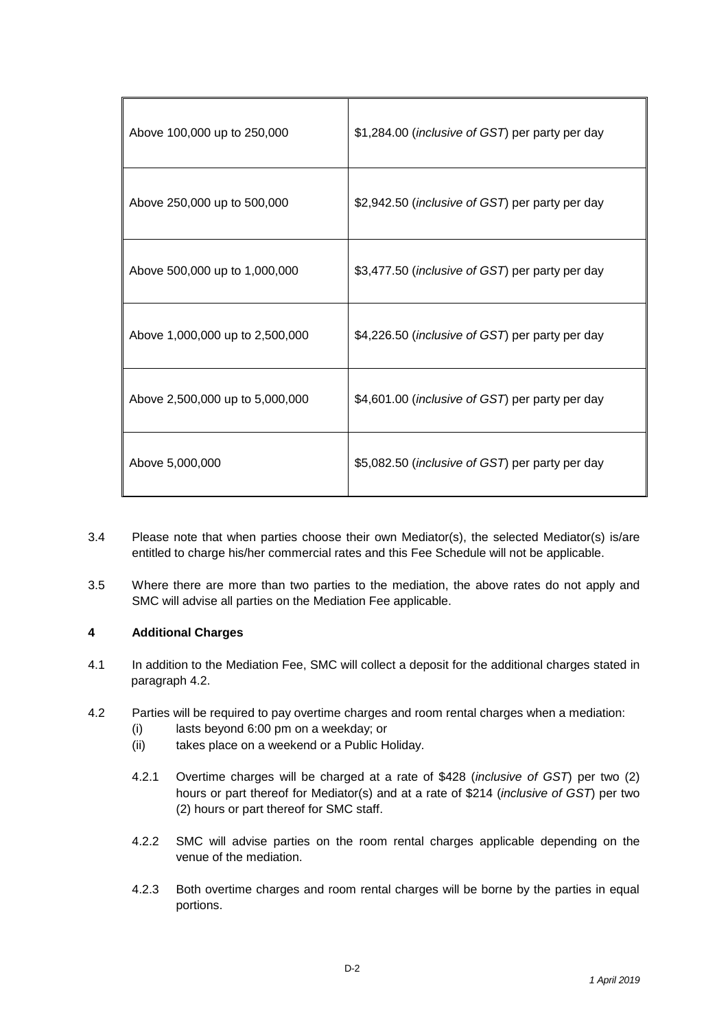| | |
|---|---|
| Above 100,000 up to 250,000 | $1,284.00 (*inclusive of GST*) per party per day |
| Above 250,000 up to 500,000 | $2,942.50 (*inclusive of GST*) per party per day |
| Above 500,000 up to 1,000,000 | $3,477.50 (*inclusive of GST*) per party per day |
| Above 1,000,000 up to 2,500,000 | $4,226.50 (*inclusive of GST*) per party per day |
| Above 2,500,000 up to 5,000,000 | $4,601.00 (*inclusive of GST*) per party per day |
| Above 5,000,000 | $5,082.50 (*inclusive of GST*) per party per day |

3.4 Please note that when parties choose their own Mediator(s), the selected Mediator(s) is/are entitled to charge his/her commercial rates and this Fee Schedule will not be applicable.

3.5 Where there are more than two parties to the mediation, the above rates do not apply and SMC will advise all parties on the Mediation Fee applicable.

**4 Additional Charges**

4.1 In addition to the Mediation Fee, SMC will collect a deposit for the additional charges stated in paragraph 4.2.

4.2 Parties will be required to pay overtime charges and room rental charges when a mediation:

(i) lasts beyond 6:00 pm on a weekday; or

(ii) takes place on a weekend or a Public Holiday.

4.2.1 Overtime charges will be charged at a rate of $428 (*inclusive of GST*) per two (2) hours or part thereof for Mediator(s) and at a rate of $214 (*inclusive of GST*) per two (2) hours or part thereof for SMC staff.

4.2.2 SMC will advise parties on the room rental charges applicable depending on the venue of the mediation.

4.2.3 Both overtime charges and room rental charges will be borne by the parties in equal portions.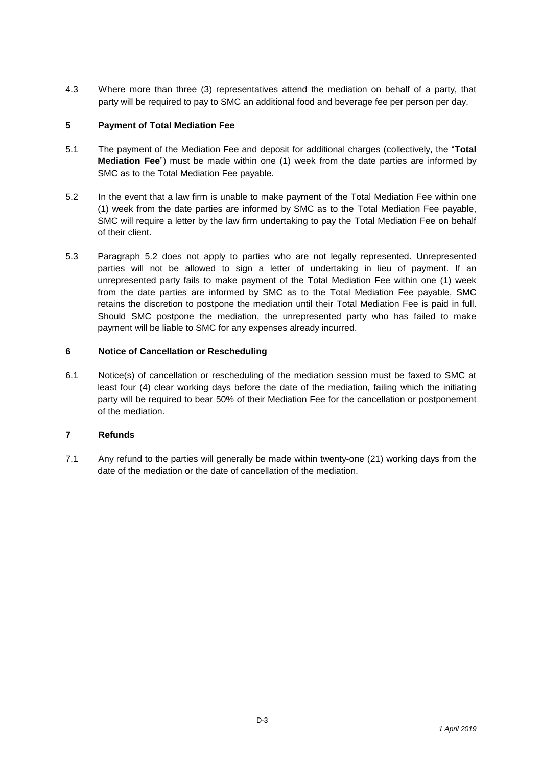4.3 Where more than three (3) representatives attend the mediation on behalf of a party, that party will be required to pay to SMC an additional food and beverage fee per person per day.

### 5 Payment of Total Mediation Fee

5.1 The payment of the Mediation Fee and deposit for additional charges (collectively, the "**Total Mediation Fee**") must be made within one (1) week from the date parties are informed by SMC as to the Total Mediation Fee payable.

5.2 In the event that a law firm is unable to make payment of the Total Mediation Fee within one (1) week from the date parties are informed by SMC as to the Total Mediation Fee payable, SMC will require a letter by the law firm undertaking to pay the Total Mediation Fee on behalf of their client.

5.3 Paragraph 5.2 does not apply to parties who are not legally represented. Unrepresented parties will not be allowed to sign a letter of undertaking in lieu of payment. If an unrepresented party fails to make payment of the Total Mediation Fee within one (1) week from the date parties are informed by SMC as to the Total Mediation Fee payable, SMC retains the discretion to postpone the mediation until their Total Mediation Fee is paid in full. Should SMC postpone the mediation, the unrepresented party who has failed to make payment will be liable to SMC for any expenses already incurred.

### 6 Notice of Cancellation or Rescheduling

6.1 Notice(s) of cancellation or rescheduling of the mediation session must be faxed to SMC at least four (4) clear working days before the date of the mediation, failing which the initiating party will be required to bear 50% of their Mediation Fee for the cancellation or postponement of the mediation.

### 7 Refunds

7.1 Any refund to the parties will generally be made within twenty-one (21) working days from the date of the mediation or the date of cancellation of the mediation.